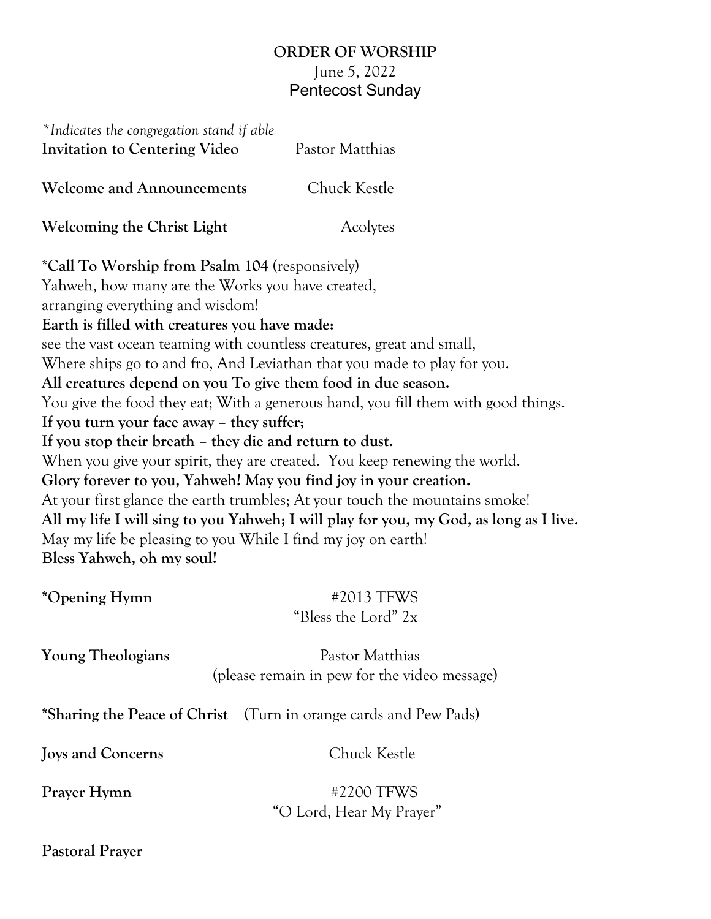**ORDER OF WORSHIP**
June 5, 2022
Pentecost Sunday

*\*Indicates the congregation stand if able*

**Invitation to Centering Video** Pastor Matthias

**Welcome and Announcements** Chuck Kestle

**Welcoming the Christ Light** Acolytes

**\*Call To Worship from Psalm 104** (responsively)
Yahweh, how many are the Works you have created,
arranging everything and wisdom!
**Earth is filled with creatures you have made:**
see the vast ocean teaming with countless creatures, great and small,
Where ships go to and fro, And Leviathan that you made to play for you.
**All creatures depend on you To give them food in due season.**
You give the food they eat; With a generous hand, you fill them with good things.
**If you turn your face away – they suffer;**
**If you stop their breath – they die and return to dust.**
When you give your spirit, they are created. You keep renewing the world.
**Glory forever to you, Yahweh! May you find joy in your creation.**
At your first glance the earth trumbles; At your touch the mountains smoke!
**All my life I will sing to you Yahweh; I will play for you, my God, as long as I live.**
May my life be pleasing to you While I find my joy on earth!
**Bless Yahweh, oh my soul!**

**\*Opening Hymn** #2013 TFWS
"Bless the Lord" 2x

**Young Theologians** Pastor Matthias
(please remain in pew for the video message)

**\*Sharing the Peace of Christ** (Turn in orange cards and Pew Pads)

**Joys and Concerns** Chuck Kestle

**Prayer Hymn** #2200 TFWS
"O Lord, Hear My Prayer"

**Pastoral Prayer**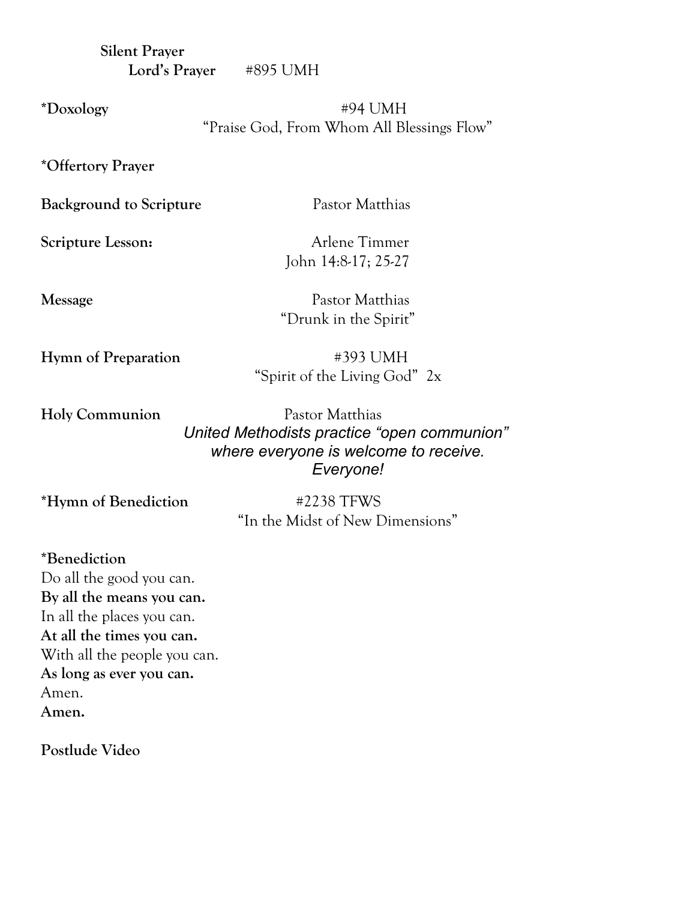**Silent Prayer**

**Lord's Prayer** #895 UMH

**\*Doxology** #94 UMH
"Praise God, From Whom All Blessings Flow"

**\*Offertory Prayer**

**Background to Scripture** Pastor Matthias

**Scripture Lesson:** Arlene Timmer
John 14:8-17; 25-27

**Message** Pastor Matthias
"Drunk in the Spirit"

**Hymn of Preparation** #393 UMH
"Spirit of the Living God" 2x

**Holy Communion** Pastor Matthias

*United Methodists practice "open communion" where everyone is welcome to receive. Everyone!*

**\*Hymn of Benediction** #2238 TFWS
"In the Midst of New Dimensions"

**\*Benediction**

Do all the good you can.
**By all the means you can.**
In all the places you can.
**At all the times you can.**
With all the people you can.
**As long as ever you can.**
Amen.
**Amen.**

**Postlude Video**